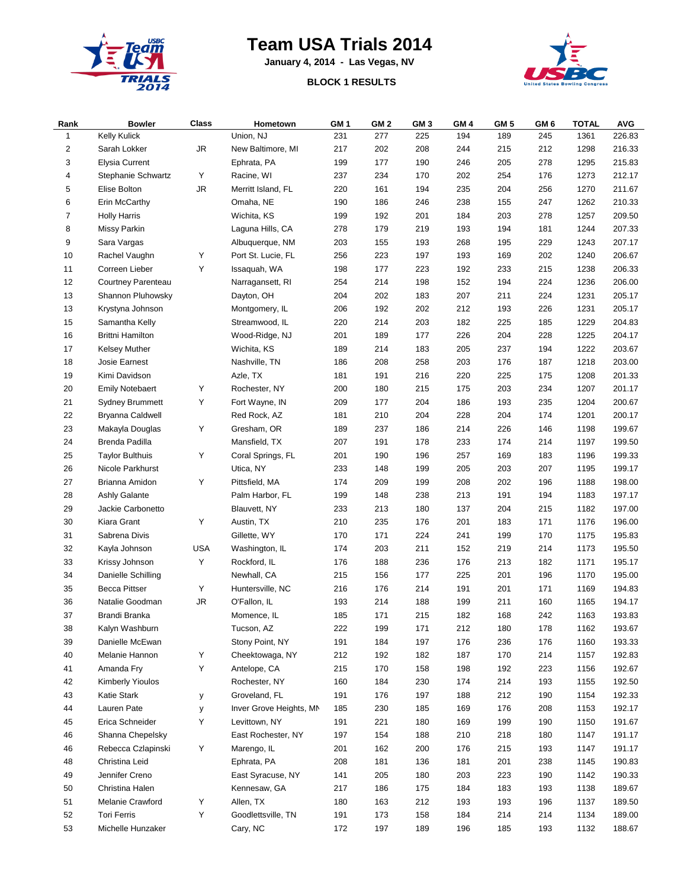# Team USA Trials 2014

**January 4, 2014 - Las Vegas, NV**

**BLOCK 1 RESULTS**

| Rank | Bowler | Class | Hometown | GM 1 | GM 2 | GM 3 | GM 4 | GM 5 | GM 6 | TOTAL | AVG |
|---|---|---|---|---|---|---|---|---|---|---|---|
| 1 | Kelly Kulick | | Union, NJ | 231 | 277 | 225 | 194 | 189 | 245 | 1361 | 226.83 |
| 2 | Sarah Lokker | JR | New Baltimore, MI | 217 | 202 | 208 | 244 | 215 | 212 | 1298 | 216.33 |
| 3 | Elysia Current | | Ephrata, PA | 199 | 177 | 190 | 246 | 205 | 278 | 1295 | 215.83 |
| 4 | Stephanie Schwartz | Y | Racine, WI | 237 | 234 | 170 | 202 | 254 | 176 | 1273 | 212.17 |
| 5 | Elise Bolton | JR | Merritt Island, FL | 220 | 161 | 194 | 235 | 204 | 256 | 1270 | 211.67 |
| 6 | Erin McCarthy | | Omaha, NE | 190 | 186 | 246 | 238 | 155 | 247 | 1262 | 210.33 |
| 7 | Holly Harris | | Wichita, KS | 199 | 192 | 201 | 184 | 203 | 278 | 1257 | 209.50 |
| 8 | Missy Parkin | | Laguna Hills, CA | 278 | 179 | 219 | 193 | 194 | 181 | 1244 | 207.33 |
| 9 | Sara Vargas | | Albuquerque, NM | 203 | 155 | 193 | 268 | 195 | 229 | 1243 | 207.17 |
| 10 | Rachel Vaughn | Y | Port St. Lucie, FL | 256 | 223 | 197 | 193 | 169 | 202 | 1240 | 206.67 |
| 11 | Correen Lieber | Y | Issaquah, WA | 198 | 177 | 223 | 192 | 233 | 215 | 1238 | 206.33 |
| 12 | Courtney Parenteau | | Narragansett, RI | 254 | 214 | 198 | 152 | 194 | 224 | 1236 | 206.00 |
| 13 | Shannon Pluhowsky | | Dayton, OH | 204 | 202 | 183 | 207 | 211 | 224 | 1231 | 205.17 |
| 13 | Krystyna Johnson | | Montgomery, IL | 206 | 192 | 202 | 212 | 193 | 226 | 1231 | 205.17 |
| 15 | Samantha Kelly | | Streamwood, IL | 220 | 214 | 203 | 182 | 225 | 185 | 1229 | 204.83 |
| 16 | Brittni Hamilton | | Wood-Ridge, NJ | 201 | 189 | 177 | 226 | 204 | 228 | 1225 | 204.17 |
| 17 | Kelsey Muther | | Wichita, KS | 189 | 214 | 183 | 205 | 237 | 194 | 1222 | 203.67 |
| 18 | Josie Earnest | | Nashville, TN | 186 | 208 | 258 | 203 | 176 | 187 | 1218 | 203.00 |
| 19 | Kimi Davidson | | Azle, TX | 181 | 191 | 216 | 220 | 225 | 175 | 1208 | 201.33 |
| 20 | Emily Notebaert | Y | Rochester, NY | 200 | 180 | 215 | 175 | 203 | 234 | 1207 | 201.17 |
| 21 | Sydney Brummett | Y | Fort Wayne, IN | 209 | 177 | 204 | 186 | 193 | 235 | 1204 | 200.67 |
| 22 | Bryanna Caldwell | | Red Rock, AZ | 181 | 210 | 204 | 228 | 204 | 174 | 1201 | 200.17 |
| 23 | Makayla Douglas | Y | Gresham, OR | 189 | 237 | 186 | 214 | 226 | 146 | 1198 | 199.67 |
| 24 | Brenda Padilla | | Mansfield, TX | 207 | 191 | 178 | 233 | 174 | 214 | 1197 | 199.50 |
| 25 | Taylor Bulthuis | Y | Coral Springs, FL | 201 | 190 | 196 | 257 | 169 | 183 | 1196 | 199.33 |
| 26 | Nicole Parkhurst | | Utica, NY | 233 | 148 | 199 | 205 | 203 | 207 | 1195 | 199.17 |
| 27 | Brianna Amidon | Y | Pittsfield, MA | 174 | 209 | 199 | 208 | 202 | 196 | 1188 | 198.00 |
| 28 | Ashly Galante | | Palm Harbor, FL | 199 | 148 | 238 | 213 | 191 | 194 | 1183 | 197.17 |
| 29 | Jackie Carbonetto | | Blauvett, NY | 233 | 213 | 180 | 137 | 204 | 215 | 1182 | 197.00 |
| 30 | Kiara Grant | Y | Austin, TX | 210 | 235 | 176 | 201 | 183 | 171 | 1176 | 196.00 |
| 31 | Sabrena Divis | | Gillette, WY | 170 | 171 | 224 | 241 | 199 | 170 | 1175 | 195.83 |
| 32 | Kayla Johnson | USA | Washington, IL | 174 | 203 | 211 | 152 | 219 | 214 | 1173 | 195.50 |
| 33 | Krissy Johnson | Y | Rockford, IL | 176 | 188 | 236 | 176 | 213 | 182 | 1171 | 195.17 |
| 34 | Danielle Schilling | | Newhall, CA | 215 | 156 | 177 | 225 | 201 | 196 | 1170 | 195.00 |
| 35 | Becca Pittser | Y | Huntersville, NC | 216 | 176 | 214 | 191 | 201 | 171 | 1169 | 194.83 |
| 36 | Natalie Goodman | JR | O'Fallon, IL | 193 | 214 | 188 | 199 | 211 | 160 | 1165 | 194.17 |
| 37 | Brandi Branka | | Momence, IL | 185 | 171 | 215 | 182 | 168 | 242 | 1163 | 193.83 |
| 38 | Kalyn Washburn | | Tucson, AZ | 222 | 199 | 171 | 212 | 180 | 178 | 1162 | 193.67 |
| 39 | Danielle McEwan | | Stony Point, NY | 191 | 184 | 197 | 176 | 236 | 176 | 1160 | 193.33 |
| 40 | Melanie Hannon | Y | Cheektowaga, NY | 212 | 192 | 182 | 187 | 170 | 214 | 1157 | 192.83 |
| 41 | Amanda Fry | Y | Antelope, CA | 215 | 170 | 158 | 198 | 192 | 223 | 1156 | 192.67 |
| 42 | Kimberly Yioulos | | Rochester, NY | 160 | 184 | 230 | 174 | 214 | 193 | 1155 | 192.50 |
| 43 | Katie Stark | y | Groveland, FL | 191 | 176 | 197 | 188 | 212 | 190 | 1154 | 192.33 |
| 44 | Lauren Pate | y | Inver Grove Heights, MN | 185 | 230 | 185 | 169 | 176 | 208 | 1153 | 192.17 |
| 45 | Erica Schneider | Y | Levittown, NY | 191 | 221 | 180 | 169 | 199 | 190 | 1150 | 191.67 |
| 46 | Shanna Chepelsky | | East Rochester, NY | 197 | 154 | 188 | 210 | 218 | 180 | 1147 | 191.17 |
| 46 | Rebecca Czlapinski | Y | Marengo, IL | 201 | 162 | 200 | 176 | 215 | 193 | 1147 | 191.17 |
| 48 | Christina Leid | | Ephrata, PA | 208 | 181 | 136 | 181 | 201 | 238 | 1145 | 190.83 |
| 49 | Jennifer Creno | | East Syracuse, NY | 141 | 205 | 180 | 203 | 223 | 190 | 1142 | 190.33 |
| 50 | Christina Halen | | Kennesaw, GA | 217 | 186 | 175 | 184 | 183 | 193 | 1138 | 189.67 |
| 51 | Melanie Crawford | Y | Allen, TX | 180 | 163 | 212 | 193 | 193 | 196 | 1137 | 189.50 |
| 52 | Tori Ferris | Y | Goodlettsville, TN | 191 | 173 | 158 | 184 | 214 | 214 | 1134 | 189.00 |
| 53 | Michelle Hunzaker | | Cary, NC | 172 | 197 | 189 | 196 | 185 | 193 | 1132 | 188.67 |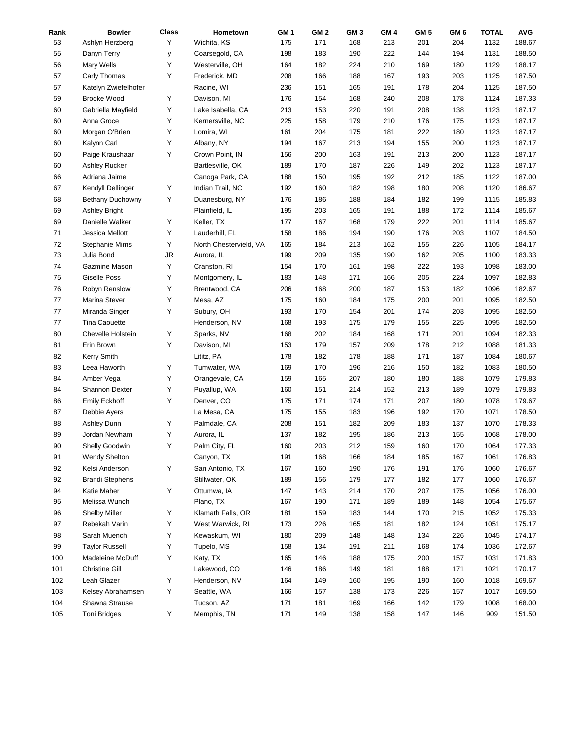| Rank | Bowler | Class | Hometown | GM 1 | GM 2 | GM 3 | GM 4 | GM 5 | GM 6 | TOTAL | AVG |
|---|---|---|---|---|---|---|---|---|---|---|---|
| 53 | Ashlyn Herzberg | Y | Wichita, KS | 175 | 171 | 168 | 213 | 201 | 204 | 1132 | 188.67 |
| 55 | Danyn Terry | y | Coarsegold, CA | 198 | 183 | 190 | 222 | 144 | 194 | 1131 | 188.50 |
| 56 | Mary Wells | Y | Westerville, OH | 164 | 182 | 224 | 210 | 169 | 180 | 1129 | 188.17 |
| 57 | Carly Thomas | Y | Frederick, MD | 208 | 166 | 188 | 167 | 193 | 203 | 1125 | 187.50 |
| 57 | Katelyn Zwiefelhofer | | Racine, WI | 236 | 151 | 165 | 191 | 178 | 204 | 1125 | 187.50 |
| 59 | Brooke Wood | Y | Davison, MI | 176 | 154 | 168 | 240 | 208 | 178 | 1124 | 187.33 |
| 60 | Gabriella Mayfield | Y | Lake Isabella, CA | 213 | 153 | 220 | 191 | 208 | 138 | 1123 | 187.17 |
| 60 | Anna Groce | Y | Kernersville, NC | 225 | 158 | 179 | 210 | 176 | 175 | 1123 | 187.17 |
| 60 | Morgan O'Brien | Y | Lomira, WI | 161 | 204 | 175 | 181 | 222 | 180 | 1123 | 187.17 |
| 60 | Kalynn Carl | Y | Albany, NY | 194 | 167 | 213 | 194 | 155 | 200 | 1123 | 187.17 |
| 60 | Paige Kraushaar | Y | Crown Point, IN | 156 | 200 | 163 | 191 | 213 | 200 | 1123 | 187.17 |
| 60 | Ashley Rucker | | Bartlesville, OK | 189 | 170 | 187 | 226 | 149 | 202 | 1123 | 187.17 |
| 66 | Adriana Jaime | | Canoga Park, CA | 188 | 150 | 195 | 192 | 212 | 185 | 1122 | 187.00 |
| 67 | Kendyll Dellinger | Y | Indian Trail, NC | 192 | 160 | 182 | 198 | 180 | 208 | 1120 | 186.67 |
| 68 | Bethany Duchowny | Y | Duanesburg, NY | 176 | 186 | 188 | 184 | 182 | 199 | 1115 | 185.83 |
| 69 | Ashley Bright | | Plainfield, IL | 195 | 203 | 165 | 191 | 188 | 172 | 1114 | 185.67 |
| 69 | Danielle Walker | Y | Keller, TX | 177 | 167 | 168 | 179 | 222 | 201 | 1114 | 185.67 |
| 71 | Jessica Mellott | Y | Lauderhill, FL | 158 | 186 | 194 | 190 | 176 | 203 | 1107 | 184.50 |
| 72 | Stephanie Mims | Y | North Chestervield, VA | 165 | 184 | 213 | 162 | 155 | 226 | 1105 | 184.17 |
| 73 | Julia Bond | JR | Aurora, IL | 199 | 209 | 135 | 190 | 162 | 205 | 1100 | 183.33 |
| 74 | Gazmine Mason | Y | Cranston, RI | 154 | 170 | 161 | 198 | 222 | 193 | 1098 | 183.00 |
| 75 | Giselle Poss | Y | Montgomery, IL | 183 | 148 | 171 | 166 | 205 | 224 | 1097 | 182.83 |
| 76 | Robyn Renslow | Y | Brentwood, CA | 206 | 168 | 200 | 187 | 153 | 182 | 1096 | 182.67 |
| 77 | Marina Stever | Y | Mesa, AZ | 175 | 160 | 184 | 175 | 200 | 201 | 1095 | 182.50 |
| 77 | Miranda Singer | Y | Subury, OH | 193 | 170 | 154 | 201 | 174 | 203 | 1095 | 182.50 |
| 77 | Tina Caouette | | Henderson, NV | 168 | 193 | 175 | 179 | 155 | 225 | 1095 | 182.50 |
| 80 | Chevelle Holstein | Y | Sparks, NV | 168 | 202 | 184 | 168 | 171 | 201 | 1094 | 182.33 |
| 81 | Erin Brown | Y | Davison, MI | 153 | 179 | 157 | 209 | 178 | 212 | 1088 | 181.33 |
| 82 | Kerry Smith | | Lititz, PA | 178 | 182 | 178 | 188 | 171 | 187 | 1084 | 180.67 |
| 83 | Leea Haworth | Y | Tumwater, WA | 169 | 170 | 196 | 216 | 150 | 182 | 1083 | 180.50 |
| 84 | Amber Vega | Y | Orangevale, CA | 159 | 165 | 207 | 180 | 180 | 188 | 1079 | 179.83 |
| 84 | Shannon Dexter | Y | Puyallup, WA | 160 | 151 | 214 | 152 | 213 | 189 | 1079 | 179.83 |
| 86 | Emily Eckhoff | Y | Denver, CO | 175 | 171 | 174 | 171 | 207 | 180 | 1078 | 179.67 |
| 87 | Debbie Ayers | | La Mesa, CA | 175 | 155 | 183 | 196 | 192 | 170 | 1071 | 178.50 |
| 88 | Ashley Dunn | Y | Palmdale, CA | 208 | 151 | 182 | 209 | 183 | 137 | 1070 | 178.33 |
| 89 | Jordan Newham | Y | Aurora, IL | 137 | 182 | 195 | 186 | 213 | 155 | 1068 | 178.00 |
| 90 | Shelly Goodwin | Y | Palm City, FL | 160 | 203 | 212 | 159 | 160 | 170 | 1064 | 177.33 |
| 91 | Wendy Shelton | | Canyon, TX | 191 | 168 | 166 | 184 | 185 | 167 | 1061 | 176.83 |
| 92 | Kelsi Anderson | Y | San Antonio, TX | 167 | 160 | 190 | 176 | 191 | 176 | 1060 | 176.67 |
| 92 | Brandi Stephens | | Stillwater, OK | 189 | 156 | 179 | 177 | 182 | 177 | 1060 | 176.67 |
| 94 | Katie Maher | Y | Ottumwa, IA | 147 | 143 | 214 | 170 | 207 | 175 | 1056 | 176.00 |
| 95 | Melissa Wunch | | Plano, TX | 167 | 190 | 171 | 189 | 189 | 148 | 1054 | 175.67 |
| 96 | Shelby Miller | Y | Klamath Falls, OR | 181 | 159 | 183 | 144 | 170 | 215 | 1052 | 175.33 |
| 97 | Rebekah Varin | Y | West Warwick, RI | 173 | 226 | 165 | 181 | 182 | 124 | 1051 | 175.17 |
| 98 | Sarah Muench | Y | Kewaskum, WI | 180 | 209 | 148 | 148 | 134 | 226 | 1045 | 174.17 |
| 99 | Taylor Russell | Y | Tupelo, MS | 158 | 134 | 191 | 211 | 168 | 174 | 1036 | 172.67 |
| 100 | Madeleine McDuff | Y | Katy, TX | 165 | 146 | 188 | 175 | 200 | 157 | 1031 | 171.83 |
| 101 | Christine Gill | | Lakewood, CO | 146 | 186 | 149 | 181 | 188 | 171 | 1021 | 170.17 |
| 102 | Leah Glazer | Y | Henderson, NV | 164 | 149 | 160 | 195 | 190 | 160 | 1018 | 169.67 |
| 103 | Kelsey Abrahamsen | Y | Seattle, WA | 166 | 157 | 138 | 173 | 226 | 157 | 1017 | 169.50 |
| 104 | Shawna Strause | | Tucson, AZ | 171 | 181 | 169 | 166 | 142 | 179 | 1008 | 168.00 |
| 105 | Toni Bridges | Y | Memphis, TN | 171 | 149 | 138 | 158 | 147 | 146 | 909 | 151.50 |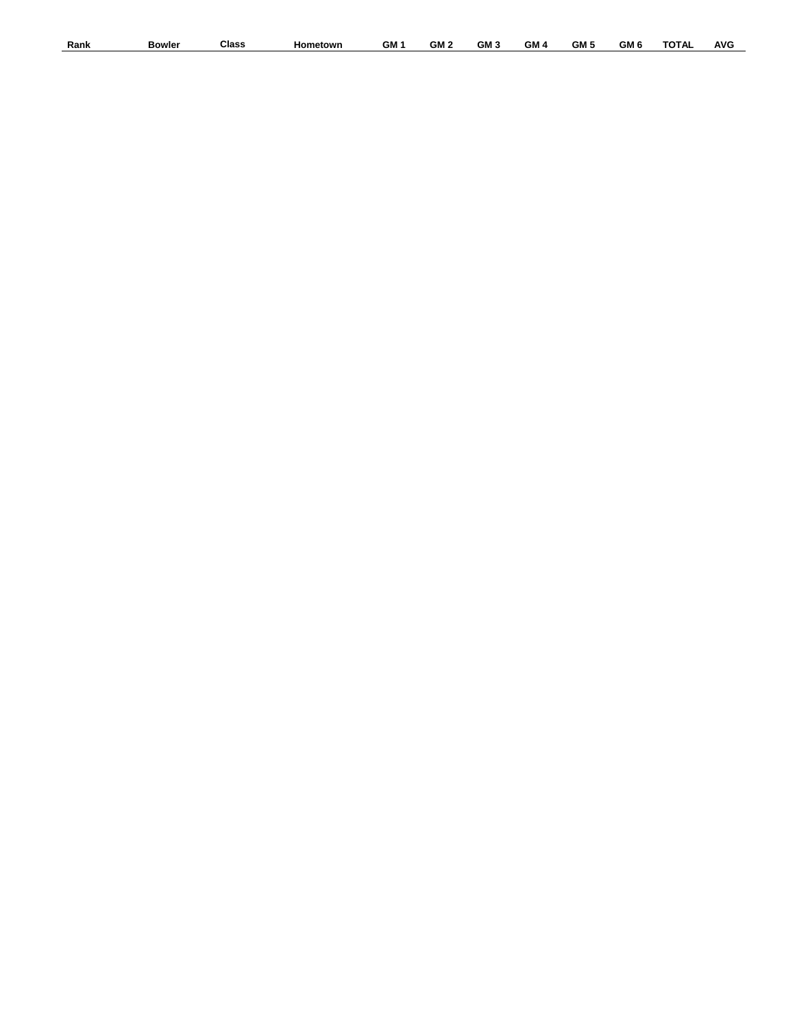| Rank | Bowler | Class | Hometown | GM 1 | GM 2 | GM 3 | GM 4 | GM 5 | GM 6 | TOTAL | AVG |
|---|---|---|---|---|---|---|---|---|---|---|---|